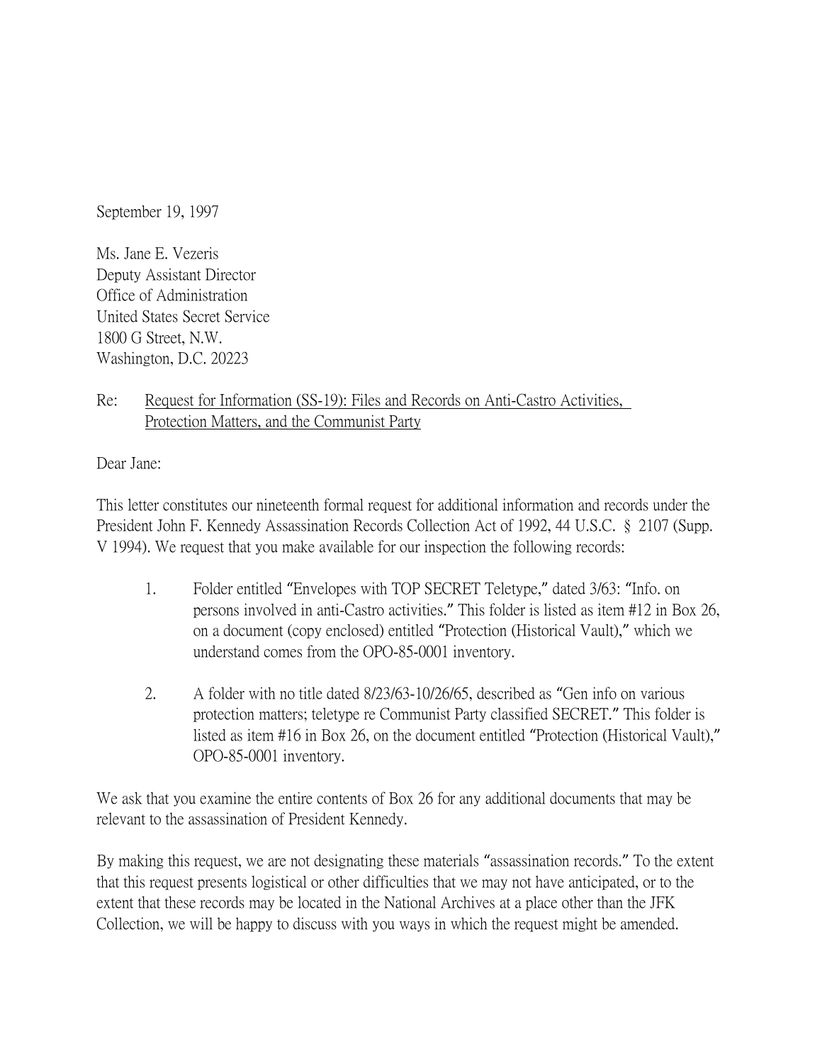September 19, 1997

Ms. Jane E. Vezeris
Deputy Assistant Director
Office of Administration
United States Secret Service
1800 G Street, N.W.
Washington, D.C. 20223

Re: Request for Information (SS-19): Files and Records on Anti-Castro Activities, Protection Matters, and the Communist Party

Dear Jane:

This letter constitutes our nineteenth formal request for additional information and records under the President John F. Kennedy Assassination Records Collection Act of 1992, 44 U.S.C. § 2107 (Supp. V 1994). We request that you make available for our inspection the following records:

1. Folder entitled "Envelopes with TOP SECRET Teletype," dated 3/63: "Info. on persons involved in anti-Castro activities." This folder is listed as item #12 in Box 26, on a document (copy enclosed) entitled "Protection (Historical Vault)," which we understand comes from the OPO-85-0001 inventory.

2. A folder with no title dated 8/23/63-10/26/65, described as "Gen info on various protection matters; teletype re Communist Party classified SECRET." This folder is listed as item #16 in Box 26, on the document entitled "Protection (Historical Vault)," OPO-85-0001 inventory.

We ask that you examine the entire contents of Box 26 for any additional documents that may be relevant to the assassination of President Kennedy.

By making this request, we are not designating these materials "assassination records." To the extent that this request presents logistical or other difficulties that we may not have anticipated, or to the extent that these records may be located in the National Archives at a place other than the JFK Collection, we will be happy to discuss with you ways in which the request might be amended.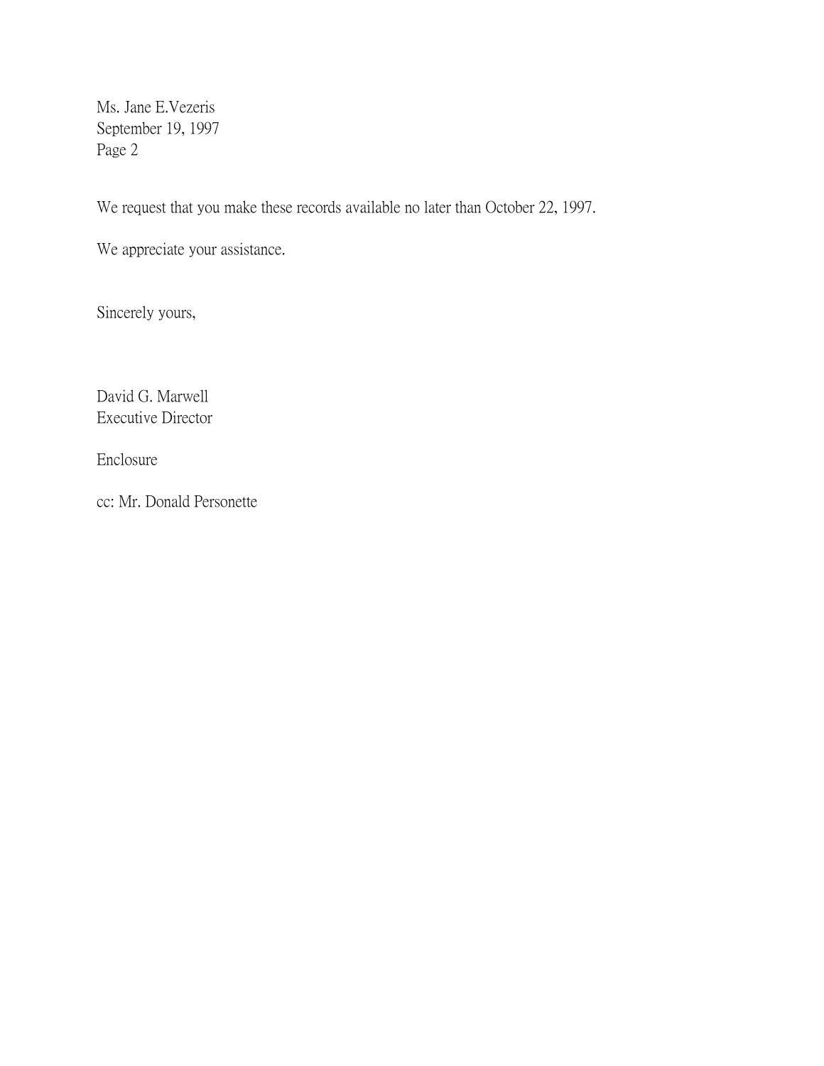Ms. Jane E.Vezeris
September 19, 1997
Page 2

We request that you make these records available no later than October 22, 1997.

We appreciate your assistance.

Sincerely yours,

David G. Marwell
Executive Director

Enclosure

cc: Mr. Donald Personette